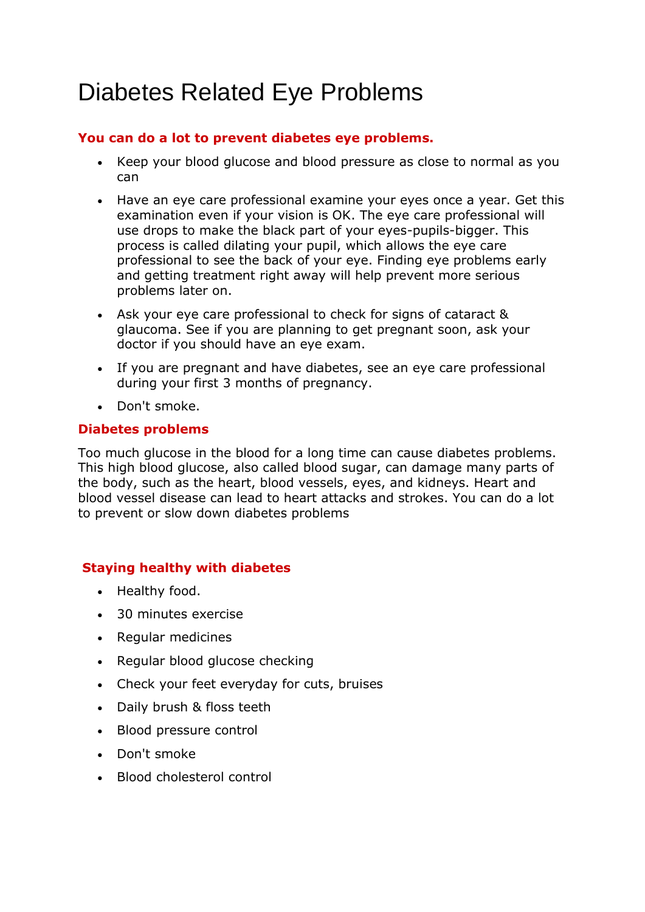# Diabetes Related Eye Problems

## You can do a lot to prevent diabetes eye problems.

- Keep your blood glucose and blood pressure as close to normal as you can
- Have an eye care professional examine your eyes once a year. Get this examination even if your vision is OK. The eye care professional will use drops to make the black part of your eyes-pupils-bigger. This process is called dilating your pupil, which allows the eye care professional to see the back of your eye. Finding eye problems early and getting treatment right away will help prevent more serious problems later on.
- Ask your eye care professional to check for signs of cataract & glaucoma. See if you are planning to get pregnant soon, ask your doctor if you should have an eye exam.
- If you are pregnant and have diabetes, see an eye care professional during your first 3 months of pregnancy.
- Don't smoke.

## Diabetes problems

Too much glucose in the blood for a long time can cause diabetes problems. This high blood glucose, also called blood sugar, can damage many parts of the body, such as the heart, blood vessels, eyes, and kidneys. Heart and blood vessel disease can lead to heart attacks and strokes. You can do a lot to prevent or slow down diabetes problems

## Staying healthy with diabetes

- Healthy food.
- 30 minutes exercise
- Regular medicines
- Regular blood glucose checking
- Check your feet everyday for cuts, bruises
- Daily brush & floss teeth
- Blood pressure control
- Don't smoke
- Blood cholesterol control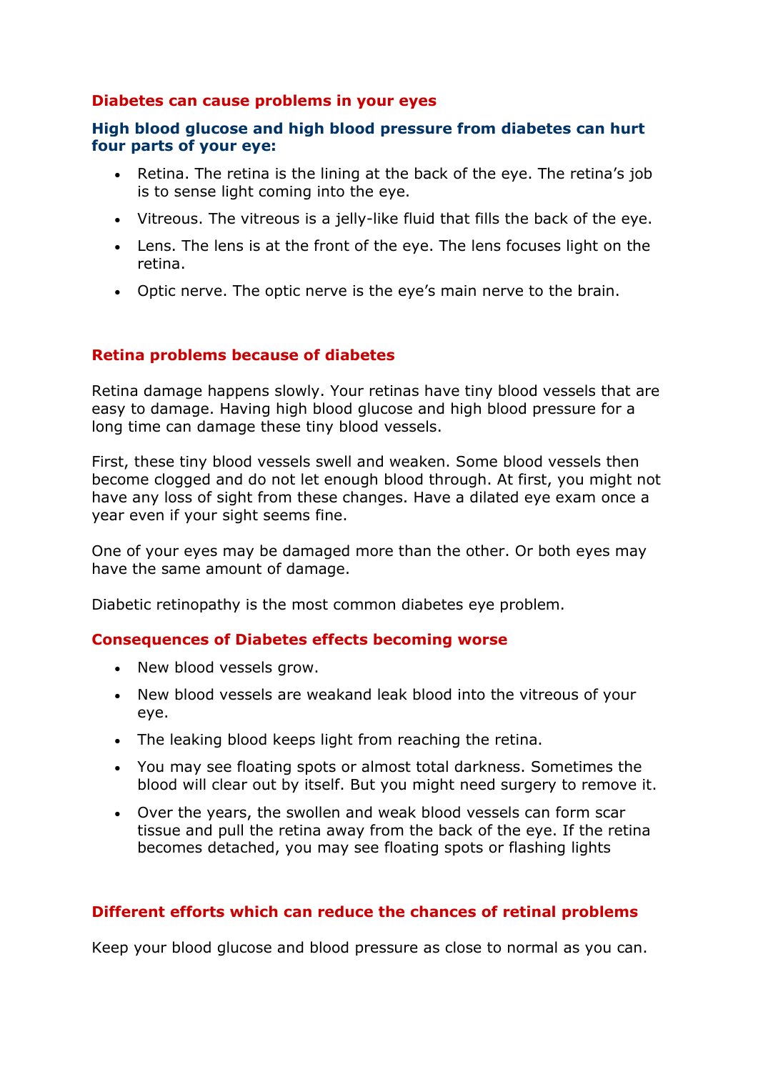## Diabetes can cause problems in your eyes

### High blood glucose and high blood pressure from diabetes can hurt four parts of your eye:

- Retina. The retina is the lining at the back of the eye. The retina's job is to sense light coming into the eye.
- Vitreous. The vitreous is a jelly-like fluid that fills the back of the eye.
- Lens. The lens is at the front of the eye. The lens focuses light on the retina.
- Optic nerve. The optic nerve is the eye's main nerve to the brain.

## Retina problems because of diabetes

Retina damage happens slowly. Your retinas have tiny blood vessels that are easy to damage. Having high blood glucose and high blood pressure for a long time can damage these tiny blood vessels.

First, these tiny blood vessels swell and weaken. Some blood vessels then become clogged and do not let enough blood through. At first, you might not have any loss of sight from these changes. Have a dilated eye exam once a year even if your sight seems fine.

One of your eyes may be damaged more than the other. Or both eyes may have the same amount of damage.

Diabetic retinopathy is the most common diabetes eye problem.

## Consequences of Diabetes effects becoming worse

- New blood vessels grow.
- New blood vessels are weakand leak blood into the vitreous of your eye.
- The leaking blood keeps light from reaching the retina.
- You may see floating spots or almost total darkness. Sometimes the blood will clear out by itself. But you might need surgery to remove it.
- Over the years, the swollen and weak blood vessels can form scar tissue and pull the retina away from the back of the eye. If the retina becomes detached, you may see floating spots or flashing lights

## Different efforts which can reduce the chances of retinal problems

Keep your blood glucose and blood pressure as close to normal as you can.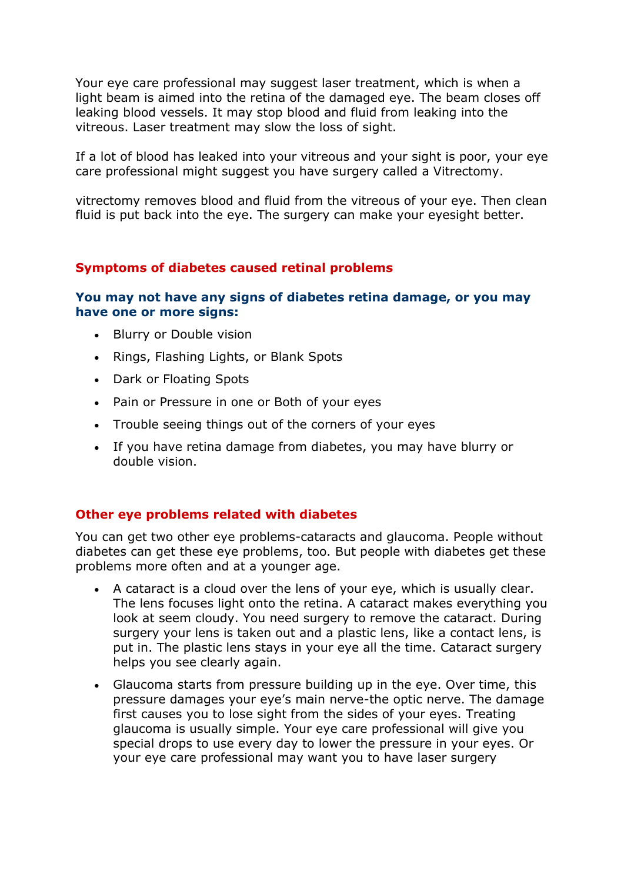Your eye care professional may suggest laser treatment, which is when a light beam is aimed into the retina of the damaged eye. The beam closes off leaking blood vessels. It may stop blood and fluid from leaking into the vitreous. Laser treatment may slow the loss of sight.

If a lot of blood has leaked into your vitreous and your sight is poor, your eye care professional might suggest you have surgery called a Vitrectomy.

vitrectomy removes blood and fluid from the vitreous of your eye. Then clean fluid is put back into the eye. The surgery can make your eyesight better.

## Symptoms of diabetes caused retinal problems

### You may not have any signs of diabetes retina damage, or you may have one or more signs:

- Blurry or Double vision
- Rings, Flashing Lights, or Blank Spots
- Dark or Floating Spots
- Pain or Pressure in one or Both of your eyes
- Trouble seeing things out of the corners of your eyes
- If you have retina damage from diabetes, you may have blurry or double vision.

## Other eye problems related with diabetes

You can get two other eye problems-cataracts and glaucoma. People without diabetes can get these eye problems, too. But people with diabetes get these problems more often and at a younger age.

- A cataract is a cloud over the lens of your eye, which is usually clear. The lens focuses light onto the retina. A cataract makes everything you look at seem cloudy. You need surgery to remove the cataract. During surgery your lens is taken out and a plastic lens, like a contact lens, is put in. The plastic lens stays in your eye all the time. Cataract surgery helps you see clearly again.
- Glaucoma starts from pressure building up in the eye. Over time, this pressure damages your eye's main nerve-the optic nerve. The damage first causes you to lose sight from the sides of your eyes. Treating glaucoma is usually simple. Your eye care professional will give you special drops to use every day to lower the pressure in your eyes. Or your eye care professional may want you to have laser surgery